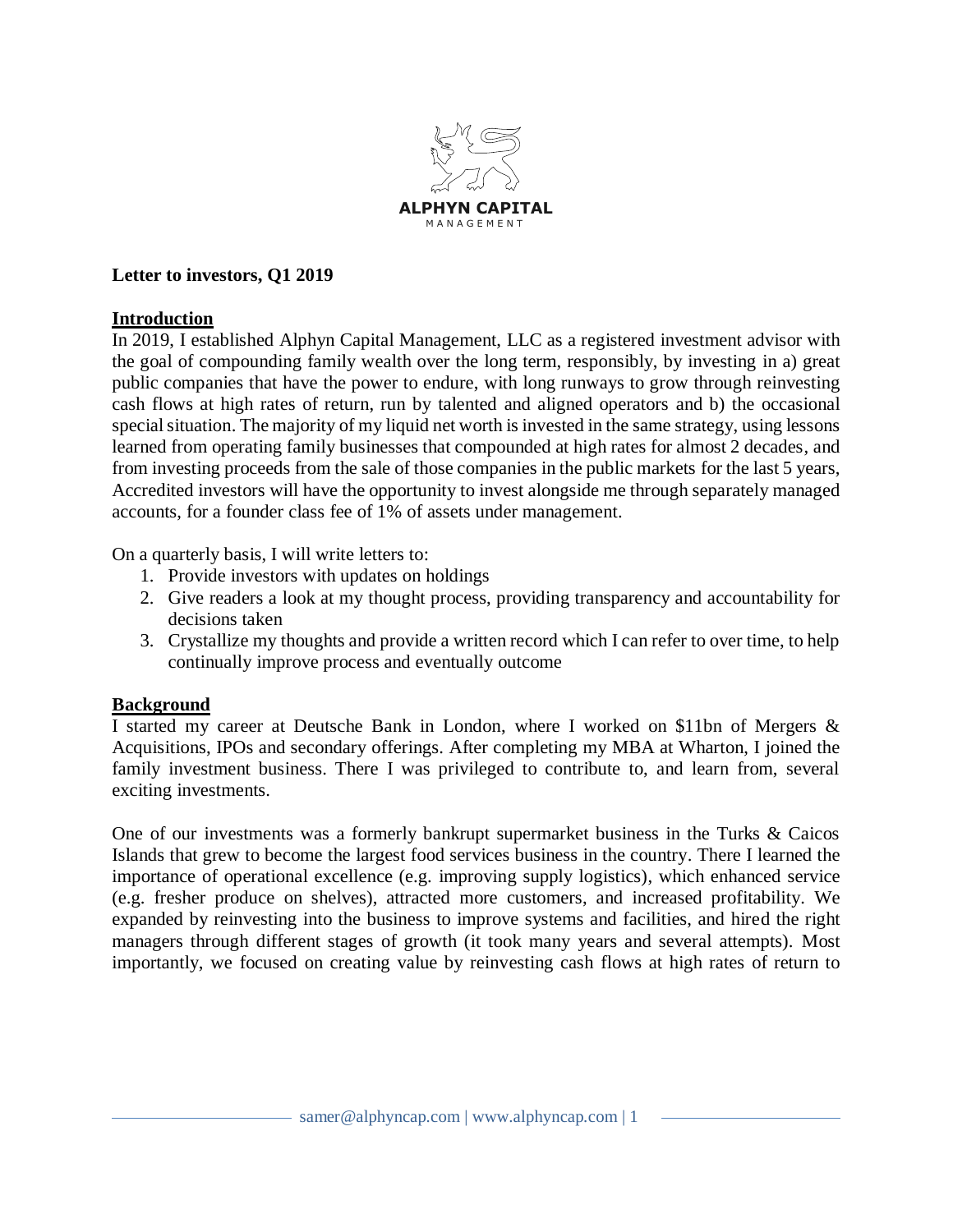ALPHYN CAPITAL
MANAGEMENT

**Letter to investors, Q1 2019**

## Introduction

In 2019, I established Alphyn Capital Management, LLC as a registered investment advisor with the goal of compounding family wealth over the long term, responsibly, by investing in a) great public companies that have the power to endure, with long runways to grow through reinvesting cash flows at high rates of return, run by talented and aligned operators and b) the occasional special situation. The majority of my liquid net worth is invested in the same strategy, using lessons learned from operating family businesses that compounded at high rates for almost 2 decades, and from investing proceeds from the sale of those companies in the public markets for the last 5 years, Accredited investors will have the opportunity to invest alongside me through separately managed accounts, for a founder class fee of 1% of assets under management.

On a quarterly basis, I will write letters to:

1. Provide investors with updates on holdings
2. Give readers a look at my thought process, providing transparency and accountability for decisions taken
3. Crystallize my thoughts and provide a written record which I can refer to over time, to help continually improve process and eventually outcome

## Background

I started my career at Deutsche Bank in London, where I worked on $11bn of Mergers & Acquisitions, IPOs and secondary offerings. After completing my MBA at Wharton, I joined the family investment business. There I was privileged to contribute to, and learn from, several exciting investments.

One of our investments was a formerly bankrupt supermarket business in the Turks & Caicos Islands that grew to become the largest food services business in the country. There I learned the importance of operational excellence (e.g. improving supply logistics), which enhanced service (e.g. fresher produce on shelves), attracted more customers, and increased profitability. We expanded by reinvesting into the business to improve systems and facilities, and hired the right managers through different stages of growth (it took many years and several attempts). Most importantly, we focused on creating value by reinvesting cash flows at high rates of return to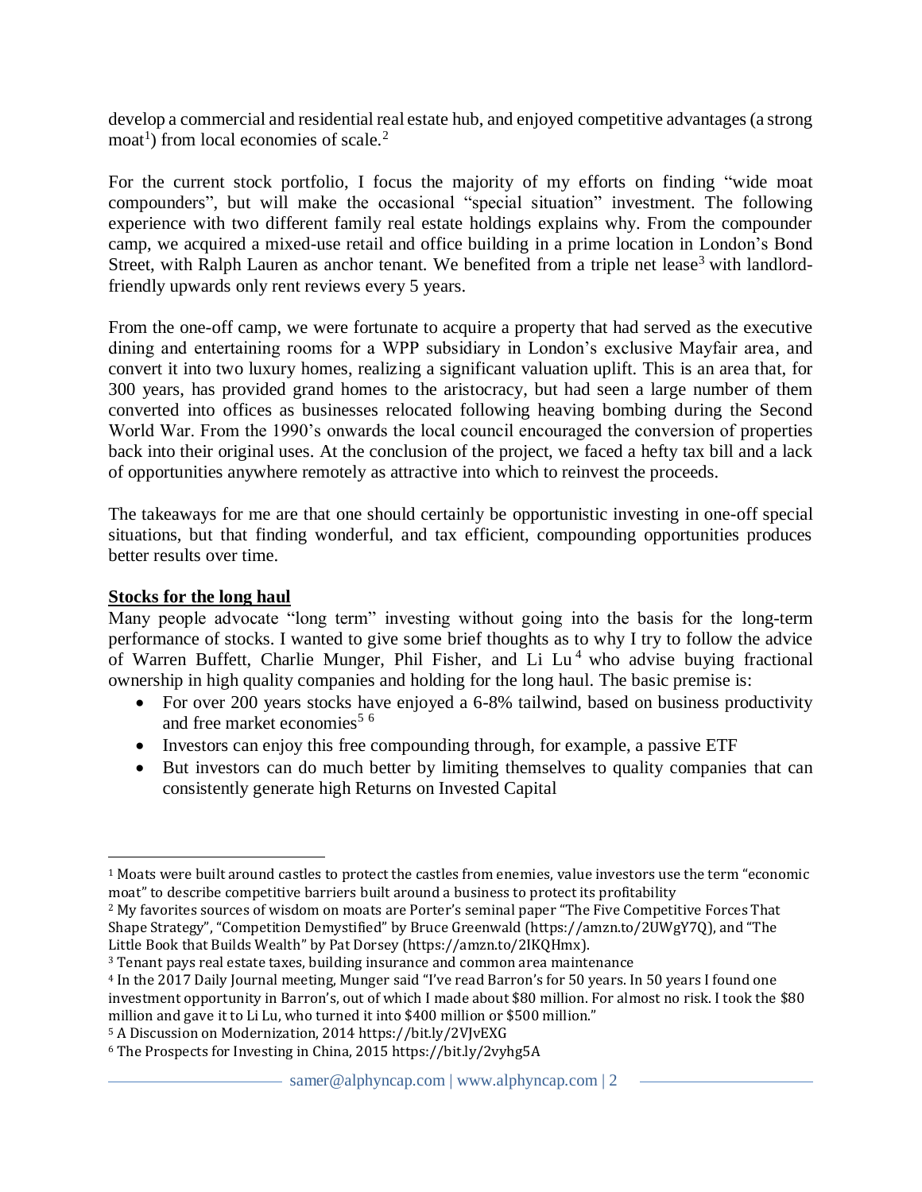develop a commercial and residential real estate hub, and enjoyed competitive advantages (a strong moat[1]) from local economies of scale.[2]

For the current stock portfolio, I focus the majority of my efforts on finding "wide moat compounders", but will make the occasional "special situation" investment. The following experience with two different family real estate holdings explains why. From the compounder camp, we acquired a mixed-use retail and office building in a prime location in London's Bond Street, with Ralph Lauren as anchor tenant. We benefited from a triple net lease[3] with landlord-friendly upwards only rent reviews every 5 years.

From the one-off camp, we were fortunate to acquire a property that had served as the executive dining and entertaining rooms for a WPP subsidiary in London's exclusive Mayfair area, and convert it into two luxury homes, realizing a significant valuation uplift. This is an area that, for 300 years, has provided grand homes to the aristocracy, but had seen a large number of them converted into offices as businesses relocated following heaving bombing during the Second World War. From the 1990's onwards the local council encouraged the conversion of properties back into their original uses. At the conclusion of the project, we faced a hefty tax bill and a lack of opportunities anywhere remotely as attractive into which to reinvest the proceeds.

The takeaways for me are that one should certainly be opportunistic investing in one-off special situations, but that finding wonderful, and tax efficient, compounding opportunities produces better results over time.

## Stocks for the long haul

Many people advocate "long term" investing without going into the basis for the long-term performance of stocks. I wanted to give some brief thoughts as to why I try to follow the advice of Warren Buffett, Charlie Munger, Phil Fisher, and Li Lu[4] who advise buying fractional ownership in high quality companies and holding for the long haul. The basic premise is:

- For over 200 years stocks have enjoyed a 6-8% tailwind, based on business productivity and free market economies[5] [6]
- Investors can enjoy this free compounding through, for example, a passive ETF
- But investors can do much better by limiting themselves to quality companies that can consistently generate high Returns on Invested Capital

---

[1] Moats were built around castles to protect the castles from enemies, value investors use the term "economic moat" to describe competitive barriers built around a business to protect its profitability

[2] My favorites sources of wisdom on moats are Porter's seminal paper "The Five Competitive Forces That Shape Strategy", "Competition Demystified" by Bruce Greenwald (https://amzn.to/2UWgY7Q), and "The Little Book that Builds Wealth" by Pat Dorsey (https://amzn.to/2IKQHmx).

[3] Tenant pays real estate taxes, building insurance and common area maintenance

[4] In the 2017 Daily Journal meeting, Munger said "I've read Barron's for 50 years. In 50 years I found one investment opportunity in Barron's, out of which I made about $80 million. For almost no risk. I took the $80 million and gave it to Li Lu, who turned it into $400 million or $500 million."

[5] A Discussion on Modernization, 2014 https://bit.ly/2VJvEXG

[6] The Prospects for Investing in China, 2015 https://bit.ly/2vyhg5A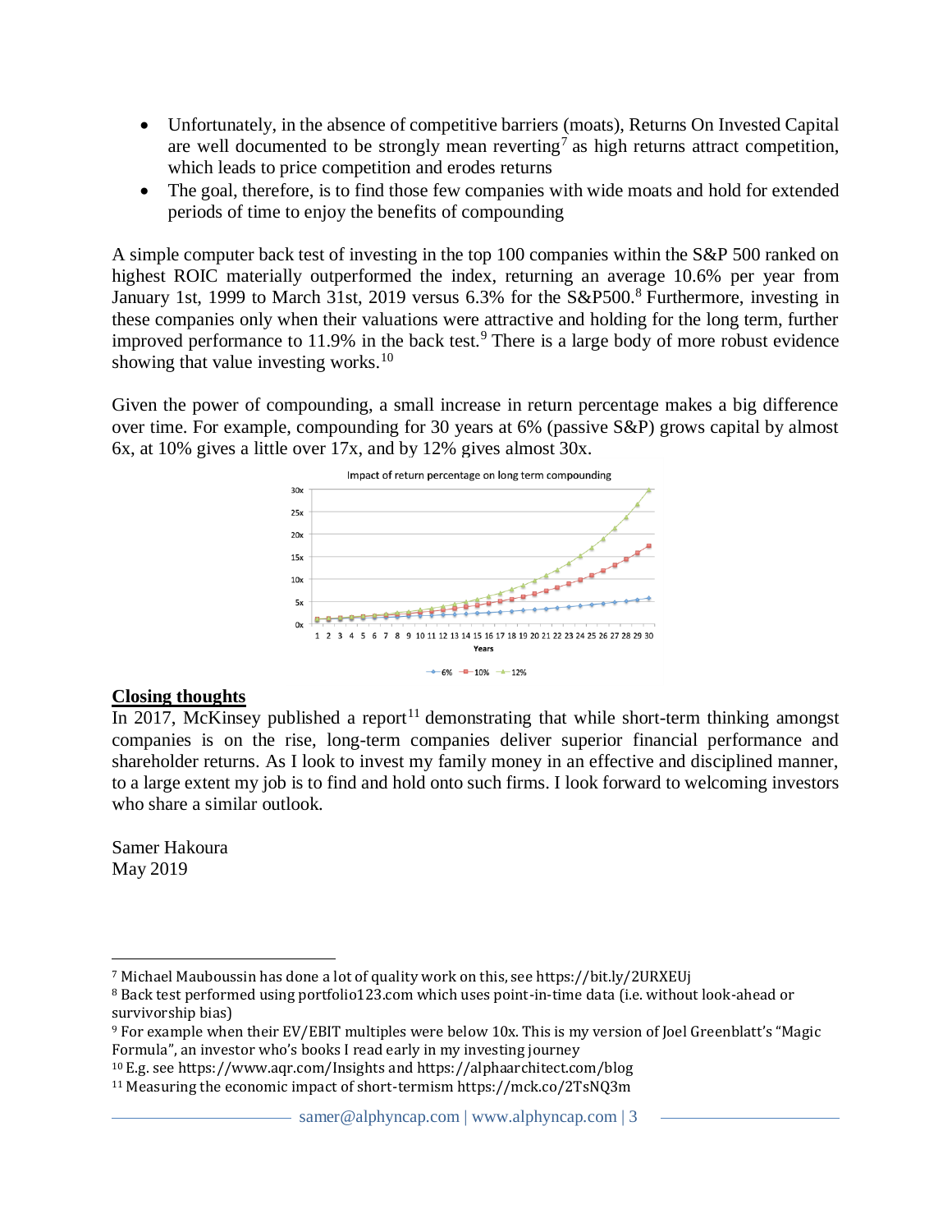- Unfortunately, in the absence of competitive barriers (moats), Returns On Invested Capital are well documented to be strongly mean reverting[7] as high returns attract competition, which leads to price competition and erodes returns
- The goal, therefore, is to find those few companies with wide moats and hold for extended periods of time to enjoy the benefits of compounding

A simple computer back test of investing in the top 100 companies within the S&P 500 ranked on highest ROIC materially outperformed the index, returning an average 10.6% per year from January 1st, 1999 to March 31st, 2019 versus 6.3% for the S&P500.[8] Furthermore, investing in these companies only when their valuations were attractive and holding for the long term, further improved performance to 11.9% in the back test.[9] There is a large body of more robust evidence showing that value investing works.[10]

Given the power of compounding, a small increase in return percentage makes a big difference over time. For example, compounding for 30 years at 6% (passive S&P) grows capital by almost 6x, at 10% gives a little over 17x, and by 12% gives almost 30x.

Impact of return percentage on long term compounding

## Closing thoughts

In 2017, McKinsey published a report[11] demonstrating that while short-term thinking amongst companies is on the rise, long-term companies deliver superior financial performance and shareholder returns. As I look to invest my family money in an effective and disciplined manner, to a large extent my job is to find and hold onto such firms. I look forward to welcoming investors who share a similar outlook.

Samer Hakoura
May 2019

---

[7] Michael Mauboussin has done a lot of quality work on this, see https://bit.ly/2URXEUj

[8] Back test performed using portfolio123.com which uses point-in-time data (i.e. without look-ahead or survivorship bias)

[9] For example when their EV/EBIT multiples were below 10x. This is my version of Joel Greenblatt's "Magic Formula", an investor who's books I read early in my investing journey

[10] E.g. see https://www.aqr.com/Insights and https://alphaarchitect.com/blog

[11] Measuring the economic impact of short-termism https://mck.co/2TsNQ3m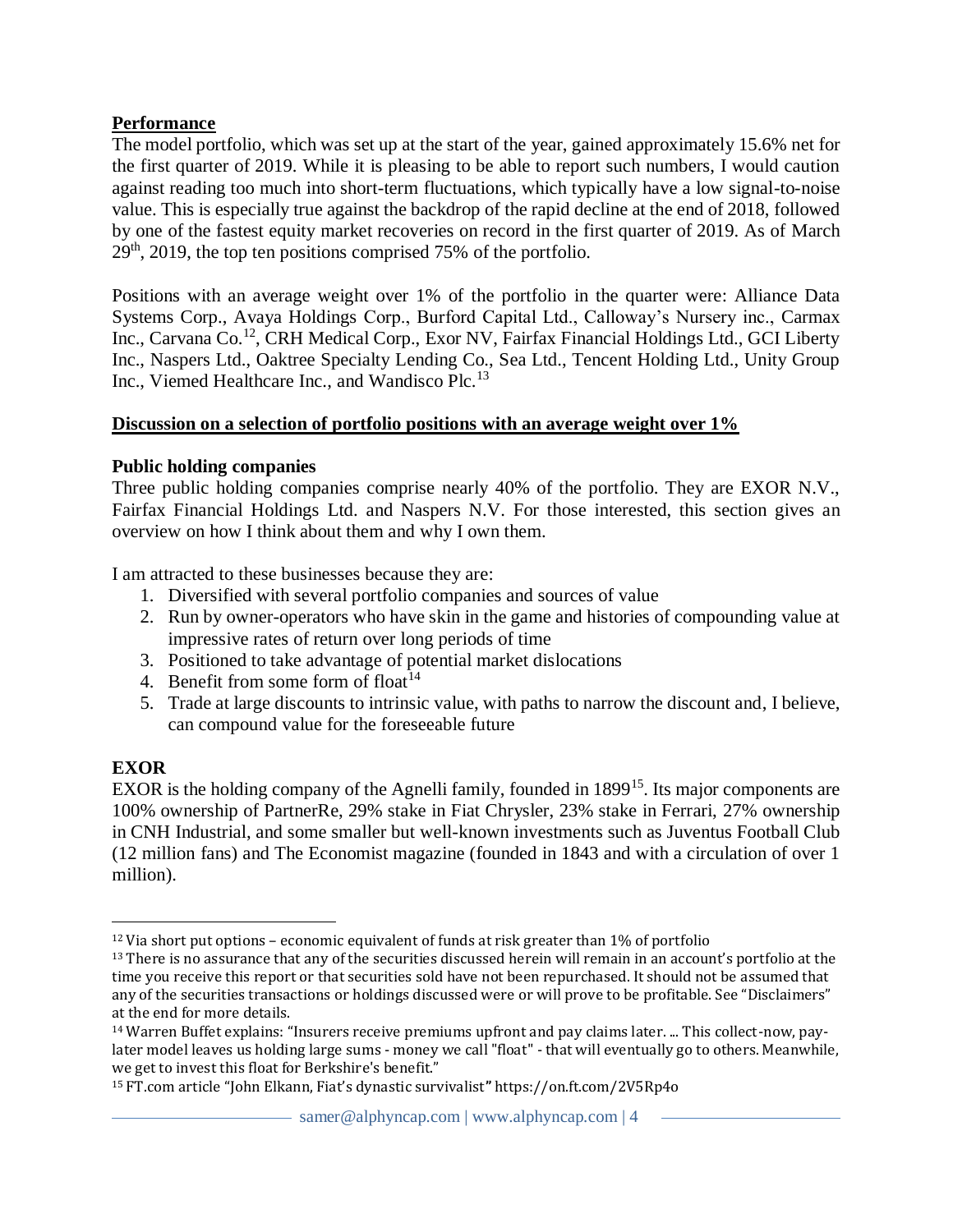**Performance**

The model portfolio, which was set up at the start of the year, gained approximately 15.6% net for the first quarter of 2019. While it is pleasing to be able to report such numbers, I would caution against reading too much into short-term fluctuations, which typically have a low signal-to-noise value. This is especially true against the backdrop of the rapid decline at the end of 2018, followed by one of the fastest equity market recoveries on record in the first quarter of 2019. As of March 29th, 2019, the top ten positions comprised 75% of the portfolio.

Positions with an average weight over 1% of the portfolio in the quarter were: Alliance Data Systems Corp., Avaya Holdings Corp., Burford Capital Ltd., Calloway's Nursery inc., Carmax Inc., Carvana Co.[12], CRH Medical Corp., Exor NV, Fairfax Financial Holdings Ltd., GCI Liberty Inc., Naspers Ltd., Oaktree Specialty Lending Co., Sea Ltd., Tencent Holding Ltd., Unity Group Inc., Viemed Healthcare Inc., and Wandisco Plc.[13]

**Discussion on a selection of portfolio positions with an average weight over 1%**

**Public holding companies**

Three public holding companies comprise nearly 40% of the portfolio. They are EXOR N.V., Fairfax Financial Holdings Ltd. and Naspers N.V. For those interested, this section gives an overview on how I think about them and why I own them.

I am attracted to these businesses because they are:

1. Diversified with several portfolio companies and sources of value
2. Run by owner-operators who have skin in the game and histories of compounding value at impressive rates of return over long periods of time
3. Positioned to take advantage of potential market dislocations
4. Benefit from some form of float[14]
5. Trade at large discounts to intrinsic value, with paths to narrow the discount and, I believe, can compound value for the foreseeable future

**EXOR**

EXOR is the holding company of the Agnelli family, founded in 1899[15]. Its major components are 100% ownership of PartnerRe, 29% stake in Fiat Chrysler, 23% stake in Ferrari, 27% ownership in CNH Industrial, and some smaller but well-known investments such as Juventus Football Club (12 million fans) and The Economist magazine (founded in 1843 and with a circulation of over 1 million).

---

[12] Via short put options – economic equivalent of funds at risk greater than 1% of portfolio

[13] There is no assurance that any of the securities discussed herein will remain in an account's portfolio at the time you receive this report or that securities sold have not been repurchased. It should not be assumed that any of the securities transactions or holdings discussed were or will prove to be profitable. See "Disclaimers" at the end for more details.

[14] Warren Buffet explains: "Insurers receive premiums upfront and pay claims later. ... This collect-now, pay-later model leaves us holding large sums - money we call "float" - that will eventually go to others. Meanwhile, we get to invest this float for Berkshire's benefit."

[15] FT.com article "John Elkann, Fiat's dynastic survivalist" https://on.ft.com/2V5Rp4o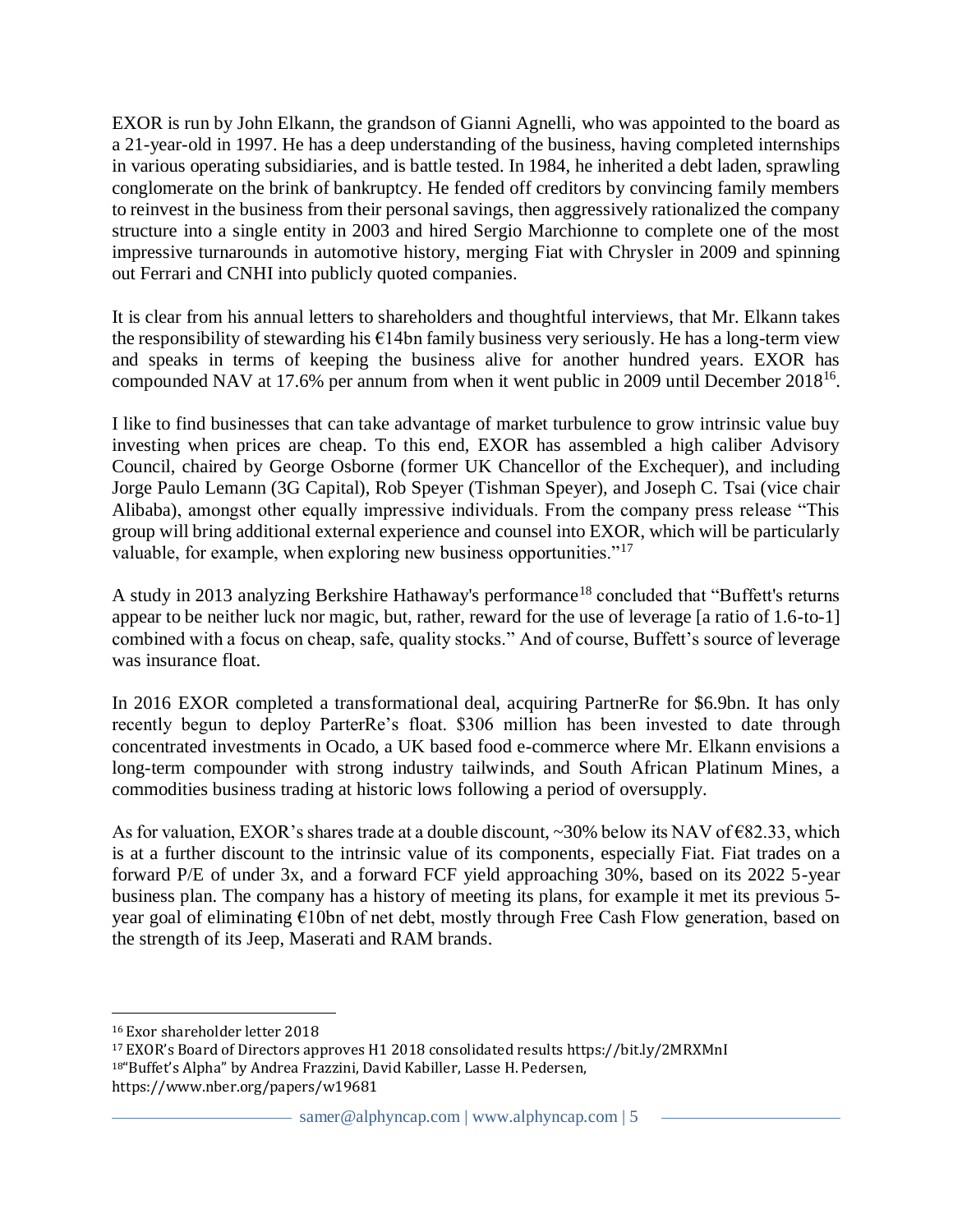EXOR is run by John Elkann, the grandson of Gianni Agnelli, who was appointed to the board as a 21-year-old in 1997. He has a deep understanding of the business, having completed internships in various operating subsidiaries, and is battle tested. In 1984, he inherited a debt laden, sprawling conglomerate on the brink of bankruptcy. He fended off creditors by convincing family members to reinvest in the business from their personal savings, then aggressively rationalized the company structure into a single entity in 2003 and hired Sergio Marchionne to complete one of the most impressive turnarounds in automotive history, merging Fiat with Chrysler in 2009 and spinning out Ferrari and CNHI into publicly quoted companies.

It is clear from his annual letters to shareholders and thoughtful interviews, that Mr. Elkann takes the responsibility of stewarding his €14bn family business very seriously. He has a long-term view and speaks in terms of keeping the business alive for another hundred years. EXOR has compounded NAV at 17.6% per annum from when it went public in 2009 until December 2018[16].

I like to find businesses that can take advantage of market turbulence to grow intrinsic value buy investing when prices are cheap. To this end, EXOR has assembled a high caliber Advisory Council, chaired by George Osborne (former UK Chancellor of the Exchequer), and including Jorge Paulo Lemann (3G Capital), Rob Speyer (Tishman Speyer), and Joseph C. Tsai (vice chair Alibaba), amongst other equally impressive individuals. From the company press release "This group will bring additional external experience and counsel into EXOR, which will be particularly valuable, for example, when exploring new business opportunities."[17]

A study in 2013 analyzing Berkshire Hathaway's performance[18] concluded that "Buffett's returns appear to be neither luck nor magic, but, rather, reward for the use of leverage [a ratio of 1.6-to-1] combined with a focus on cheap, safe, quality stocks." And of course, Buffett's source of leverage was insurance float.

In 2016 EXOR completed a transformational deal, acquiring PartnerRe for $6.9bn. It has only recently begun to deploy ParterRe's float. $306 million has been invested to date through concentrated investments in Ocado, a UK based food e-commerce where Mr. Elkann envisions a long-term compounder with strong industry tailwinds, and South African Platinum Mines, a commodities business trading at historic lows following a period of oversupply.

As for valuation, EXOR's shares trade at a double discount, ~30% below its NAV of €82.33, which is at a further discount to the intrinsic value of its components, especially Fiat. Fiat trades on a forward P/E of under 3x, and a forward FCF yield approaching 30%, based on its 2022 5-year business plan. The company has a history of meeting its plans, for example it met its previous 5-year goal of eliminating €10bn of net debt, mostly through Free Cash Flow generation, based on the strength of its Jeep, Maserati and RAM brands.

---

[16] Exor shareholder letter 2018

[17] EXOR's Board of Directors approves H1 2018 consolidated results https://bit.ly/2MRXMnI

[18] "Buffet's Alpha" by Andrea Frazzini, David Kabiller, Lasse H. Pedersen, https://www.nber.org/papers/w19681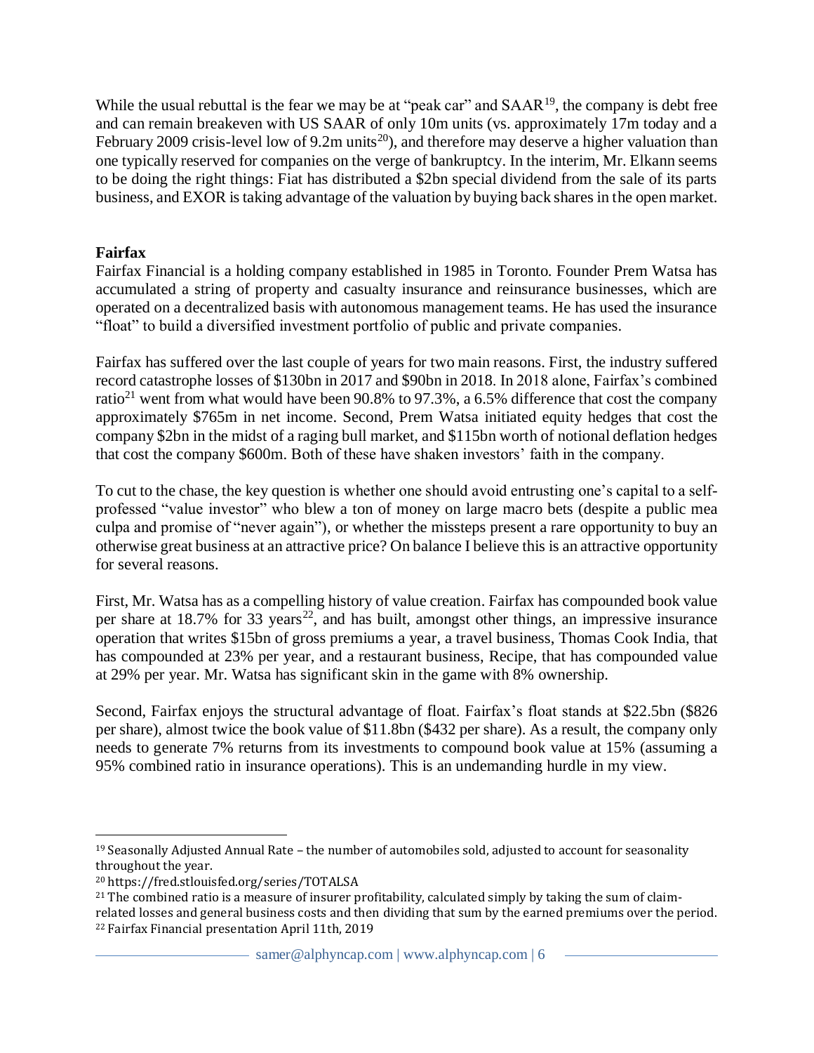While the usual rebuttal is the fear we may be at "peak car" and SAAR[19], the company is debt free and can remain breakeven with US SAAR of only 10m units (vs. approximately 17m today and a February 2009 crisis-level low of 9.2m units[20]), and therefore may deserve a higher valuation than one typically reserved for companies on the verge of bankruptcy. In the interim, Mr. Elkann seems to be doing the right things: Fiat has distributed a $2bn special dividend from the sale of its parts business, and EXOR is taking advantage of the valuation by buying back shares in the open market.

**Fairfax**

Fairfax Financial is a holding company established in 1985 in Toronto. Founder Prem Watsa has accumulated a string of property and casualty insurance and reinsurance businesses, which are operated on a decentralized basis with autonomous management teams. He has used the insurance "float" to build a diversified investment portfolio of public and private companies.

Fairfax has suffered over the last couple of years for two main reasons. First, the industry suffered record catastrophe losses of $130bn in 2017 and $90bn in 2018. In 2018 alone, Fairfax's combined ratio[21] went from what would have been 90.8% to 97.3%, a 6.5% difference that cost the company approximately $765m in net income. Second, Prem Watsa initiated equity hedges that cost the company $2bn in the midst of a raging bull market, and $115bn worth of notional deflation hedges that cost the company $600m. Both of these have shaken investors' faith in the company.

To cut to the chase, the key question is whether one should avoid entrusting one's capital to a self-professed "value investor" who blew a ton of money on large macro bets (despite a public mea culpa and promise of "never again"), or whether the missteps present a rare opportunity to buy an otherwise great business at an attractive price? On balance I believe this is an attractive opportunity for several reasons.

First, Mr. Watsa has as a compelling history of value creation. Fairfax has compounded book value per share at 18.7% for 33 years[22], and has built, amongst other things, an impressive insurance operation that writes $15bn of gross premiums a year, a travel business, Thomas Cook India, that has compounded at 23% per year, and a restaurant business, Recipe, that has compounded value at 29% per year. Mr. Watsa has significant skin in the game with 8% ownership.

Second, Fairfax enjoys the structural advantage of float. Fairfax's float stands at $22.5bn ($826 per share), almost twice the book value of $11.8bn ($432 per share). As a result, the company only needs to generate 7% returns from its investments to compound book value at 15% (assuming a 95% combined ratio in insurance operations). This is an undemanding hurdle in my view.

---

[19] Seasonally Adjusted Annual Rate – the number of automobiles sold, adjusted to account for seasonality throughout the year.

[20] https://fred.stlouisfed.org/series/TOTALSA

[21] The combined ratio is a measure of insurer profitability, calculated simply by taking the sum of claim-related losses and general business costs and then dividing that sum by the earned premiums over the period.

[22] Fairfax Financial presentation April 11th, 2019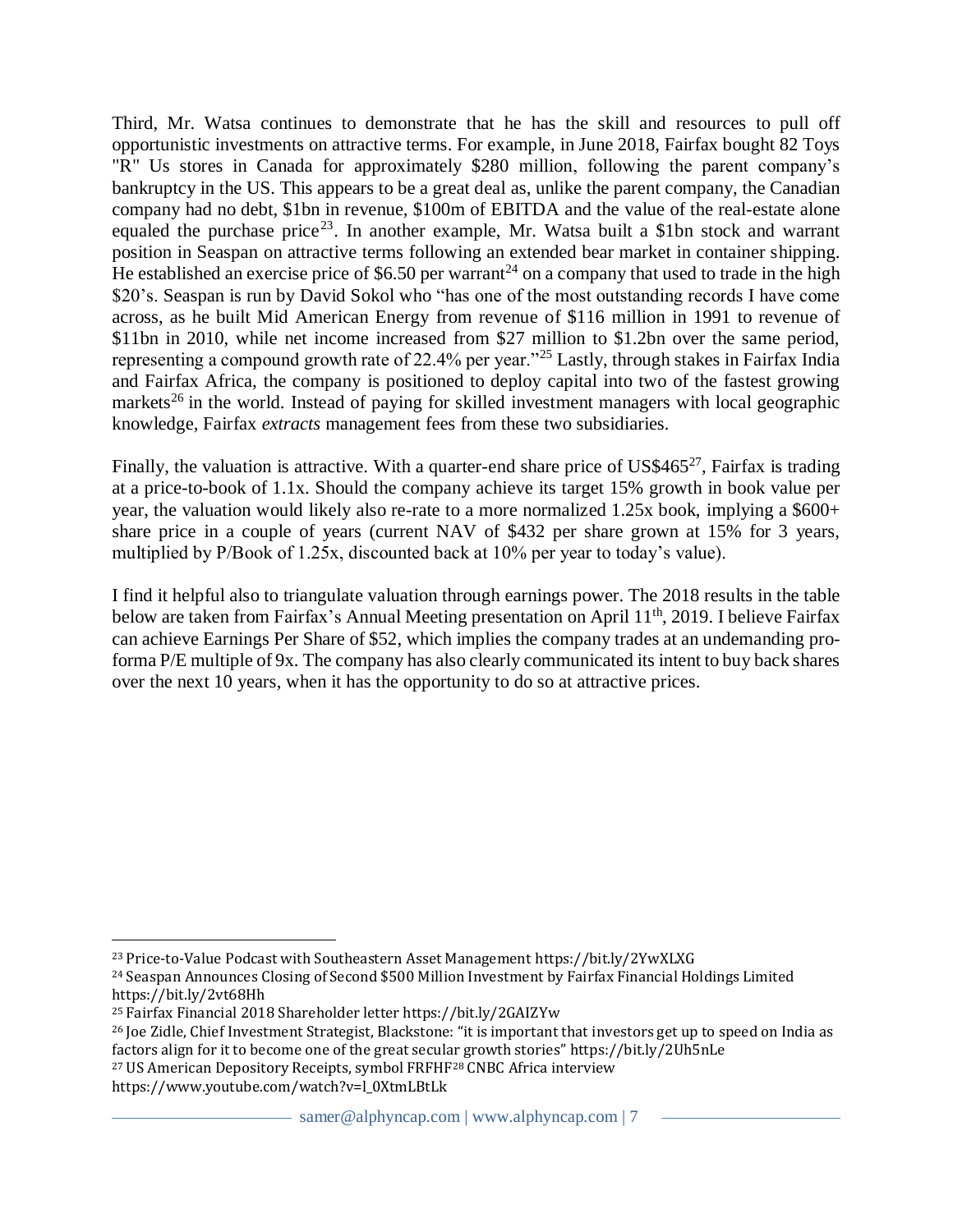Third, Mr. Watsa continues to demonstrate that he has the skill and resources to pull off opportunistic investments on attractive terms. For example, in June 2018, Fairfax bought 82 Toys "R" Us stores in Canada for approximately $280 million, following the parent company's bankruptcy in the US. This appears to be a great deal as, unlike the parent company, the Canadian company had no debt, $1bn in revenue, $100m of EBITDA and the value of the real-estate alone equaled the purchase price[23]. In another example, Mr. Watsa built a $1bn stock and warrant position in Seaspan on attractive terms following an extended bear market in container shipping. He established an exercise price of $6.50 per warrant[24] on a company that used to trade in the high $20's. Seaspan is run by David Sokol who "has one of the most outstanding records I have come across, as he built Mid American Energy from revenue of $116 million in 1991 to revenue of $11bn in 2010, while net income increased from $27 million to $1.2bn over the same period, representing a compound growth rate of 22.4% per year."[25] Lastly, through stakes in Fairfax India and Fairfax Africa, the company is positioned to deploy capital into two of the fastest growing markets[26] in the world. Instead of paying for skilled investment managers with local geographic knowledge, Fairfax *extracts* management fees from these two subsidiaries.

Finally, the valuation is attractive. With a quarter-end share price of US$465[27], Fairfax is trading at a price-to-book of 1.1x. Should the company achieve its target 15% growth in book value per year, the valuation would likely also re-rate to a more normalized 1.25x book, implying a $600+ share price in a couple of years (current NAV of $432 per share grown at 15% for 3 years, multiplied by P/Book of 1.25x, discounted back at 10% per year to today's value).

I find it helpful also to triangulate valuation through earnings power. The 2018 results in the table below are taken from Fairfax's Annual Meeting presentation on April 11th, 2019. I believe Fairfax can achieve Earnings Per Share of $52, which implies the company trades at an undemanding pro-forma P/E multiple of 9x. The company has also clearly communicated its intent to buy back shares over the next 10 years, when it has the opportunity to do so at attractive prices.

---

[23] Price-to-Value Podcast with Southeastern Asset Management https://bit.ly/2YwXLXG

[24] Seaspan Announces Closing of Second $500 Million Investment by Fairfax Financial Holdings Limited https://bit.ly/2vt68Hh

[25] Fairfax Financial 2018 Shareholder letter https://bit.ly/2GAIZYw

[26] Joe Zidle, Chief Investment Strategist, Blackstone: "it is important that investors get up to speed on India as factors align for it to become one of the great secular growth stories" https://bit.ly/2Uh5nLe

[27] US American Depository Receipts, symbol FRFHF[28] CNBC Africa interview https://www.youtube.com/watch?v=l_0XtmLBtLk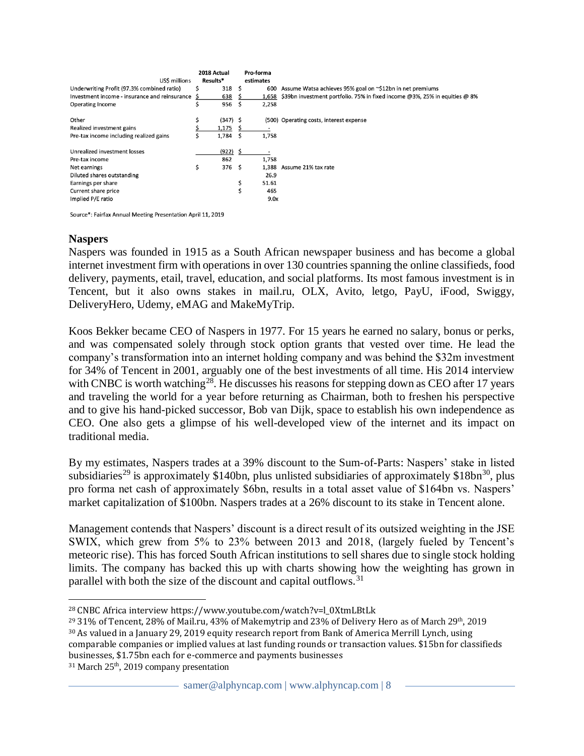| US$ millions | 2018 Actual Results* | Pro-forma estimates | |
|---|---|---|---|
| Underwriting Profit (97.3% combined ratio) | $ 318 | $ 600 | Assume Watsa achieves 95% goal on ~$12bn in net premiums |
| Investment income - insurance and reinsurance | $ 638 | $ 1,658 | $39bn investment portfolio. 75% in fixed income @3%, 25% in equities @ 8% |
| Operating Income | $ 956 | $ 2,258 | |
| | | | |
| Other | $ (347) | $ (500) | Operating costs, interest expense |
| Realized investment gains | $ 1,175 | $ - | |
| Pre-tax income including realized gains | $ 1,784 | $ 1,758 | |
| | | | |
| Unrealized investment losses | (922) | $ - | |
| Pre-tax income | 862 | 1,758 | |
| Net earnings | $ 376 | $ 1,388 | Assume 21% tax rate |
| Diluted shares outstanding | | 26.9 | |
| Earnings per share | | $ 51.61 | |
| Current share price | | $ 465 | |
| Implied P/E ratio | | 9.0x | |

Source*: Fairfax Annual Meeting Presentation April 11, 2019

## Naspers

Naspers was founded in 1915 as a South African newspaper business and has become a global internet investment firm with operations in over 130 countries spanning the online classifieds, food delivery, payments, etail, travel, education, and social platforms. Its most famous investment is in Tencent, but it also owns stakes in mail.ru, OLX, Avito, letgo, PayU, iFood, Swiggy, DeliveryHero, Udemy, eMAG and MakeMyTrip.

Koos Bekker became CEO of Naspers in 1977. For 15 years he earned no salary, bonus or perks, and was compensated solely through stock option grants that vested over time. He lead the company's transformation into an internet holding company and was behind the $32m investment for 34% of Tencent in 2001, arguably one of the best investments of all time. His 2014 interview with CNBC is worth watching[28]. He discusses his reasons for stepping down as CEO after 17 years and traveling the world for a year before returning as Chairman, both to freshen his perspective and to give his hand-picked successor, Bob van Dijk, space to establish his own independence as CEO. One also gets a glimpse of his well-developed view of the internet and its impact on traditional media.

By my estimates, Naspers trades at a 39% discount to the Sum-of-Parts: Naspers' stake in listed subsidiaries[29] is approximately $140bn, plus unlisted subsidiaries of approximately $18bn[30], plus pro forma net cash of approximately $6bn, results in a total asset value of $164bn vs. Naspers' market capitalization of $100bn. Naspers trades at a 26% discount to its stake in Tencent alone.

Management contends that Naspers' discount is a direct result of its outsized weighting in the JSE SWIX, which grew from 5% to 23% between 2013 and 2018, (largely fueled by Tencent's meteoric rise). This has forced South African institutions to sell shares due to single stock holding limits. The company has backed this up with charts showing how the weighting has grown in parallel with both the size of the discount and capital outflows.[31]

---

[28] CNBC Africa interview https://www.youtube.com/watch?v=l_0XtmLBtLk

[29] 31% of Tencent, 28% of Mail.ru, 43% of Makemytrip and 23% of Delivery Hero as of March 29th, 2019

[30] As valued in a January 29, 2019 equity research report from Bank of America Merrill Lynch, using comparable companies or implied values at last funding rounds or transaction values. $15bn for classifieds businesses, $1.75bn each for e-commerce and payments businesses

[31] March 25th, 2019 company presentation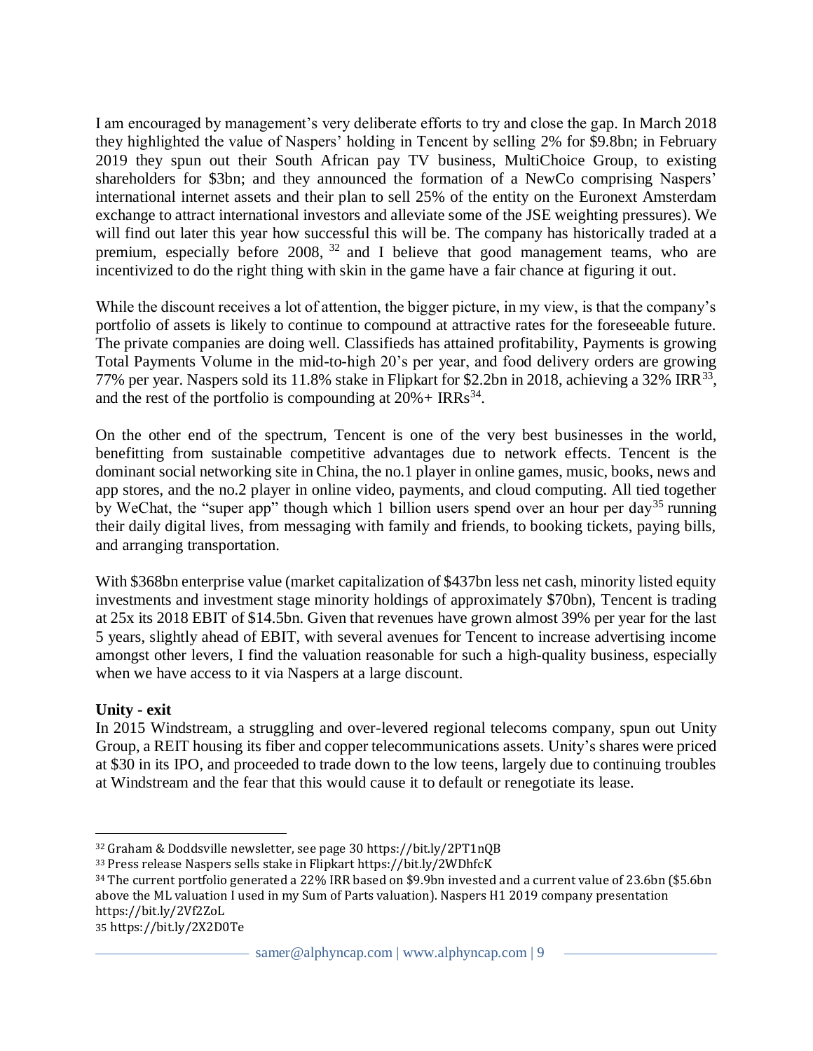I am encouraged by management's very deliberate efforts to try and close the gap. In March 2018 they highlighted the value of Naspers' holding in Tencent by selling 2% for $9.8bn; in February 2019 they spun out their South African pay TV business, MultiChoice Group, to existing shareholders for $3bn; and they announced the formation of a NewCo comprising Naspers' international internet assets and their plan to sell 25% of the entity on the Euronext Amsterdam exchange to attract international investors and alleviate some of the JSE weighting pressures). We will find out later this year how successful this will be. The company has historically traded at a premium, especially before 2008, [32] and I believe that good management teams, who are incentivized to do the right thing with skin in the game have a fair chance at figuring it out.

While the discount receives a lot of attention, the bigger picture, in my view, is that the company's portfolio of assets is likely to continue to compound at attractive rates for the foreseeable future. The private companies are doing well. Classifieds has attained profitability, Payments is growing Total Payments Volume in the mid-to-high 20's per year, and food delivery orders are growing 77% per year. Naspers sold its 11.8% stake in Flipkart for $2.2bn in 2018, achieving a 32% IRR[33], and the rest of the portfolio is compounding at 20%+ IRRs[34].

On the other end of the spectrum, Tencent is one of the very best businesses in the world, benefitting from sustainable competitive advantages due to network effects. Tencent is the dominant social networking site in China, the no.1 player in online games, music, books, news and app stores, and the no.2 player in online video, payments, and cloud computing. All tied together by WeChat, the "super app" though which 1 billion users spend over an hour per day[35] running their daily digital lives, from messaging with family and friends, to booking tickets, paying bills, and arranging transportation.

With $368bn enterprise value (market capitalization of $437bn less net cash, minority listed equity investments and investment stage minority holdings of approximately $70bn), Tencent is trading at 25x its 2018 EBIT of $14.5bn. Given that revenues have grown almost 39% per year for the last 5 years, slightly ahead of EBIT, with several avenues for Tencent to increase advertising income amongst other levers, I find the valuation reasonable for such a high-quality business, especially when we have access to it via Naspers at a large discount.

**Unity - exit**

In 2015 Windstream, a struggling and over-levered regional telecoms company, spun out Unity Group, a REIT housing its fiber and copper telecommunications assets. Unity's shares were priced at $30 in its IPO, and proceeded to trade down to the low teens, largely due to continuing troubles at Windstream and the fear that this would cause it to default or renegotiate its lease.

---

[32] Graham & Doddsville newsletter, see page 30 https://bit.ly/2PT1nQB

[33] Press release Naspers sells stake in Flipkart https://bit.ly/2WDhfcK

[34] The current portfolio generated a 22% IRR based on $9.9bn invested and a current value of 23.6bn ($5.6bn above the ML valuation I used in my Sum of Parts valuation). Naspers H1 2019 company presentation https://bit.ly/2Vf2ZoL

[35] https://bit.ly/2X2D0Te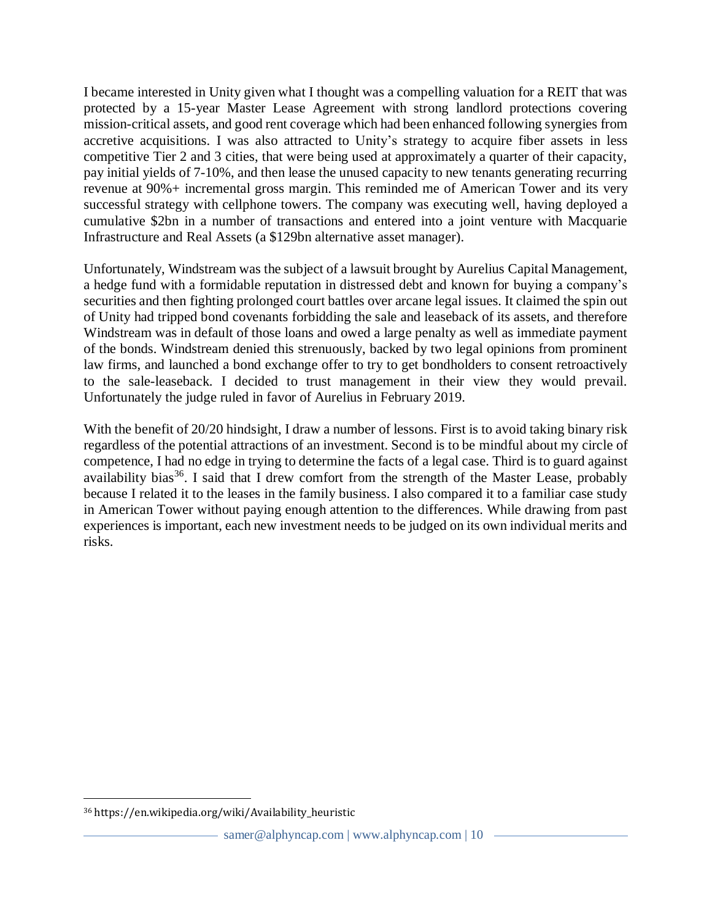I became interested in Unity given what I thought was a compelling valuation for a REIT that was protected by a 15-year Master Lease Agreement with strong landlord protections covering mission-critical assets, and good rent coverage which had been enhanced following synergies from accretive acquisitions. I was also attracted to Unity's strategy to acquire fiber assets in less competitive Tier 2 and 3 cities, that were being used at approximately a quarter of their capacity, pay initial yields of 7-10%, and then lease the unused capacity to new tenants generating recurring revenue at 90%+ incremental gross margin. This reminded me of American Tower and its very successful strategy with cellphone towers. The company was executing well, having deployed a cumulative $2bn in a number of transactions and entered into a joint venture with Macquarie Infrastructure and Real Assets (a $129bn alternative asset manager).

Unfortunately, Windstream was the subject of a lawsuit brought by Aurelius Capital Management, a hedge fund with a formidable reputation in distressed debt and known for buying a company's securities and then fighting prolonged court battles over arcane legal issues. It claimed the spin out of Unity had tripped bond covenants forbidding the sale and leaseback of its assets, and therefore Windstream was in default of those loans and owed a large penalty as well as immediate payment of the bonds. Windstream denied this strenuously, backed by two legal opinions from prominent law firms, and launched a bond exchange offer to try to get bondholders to consent retroactively to the sale-leaseback. I decided to trust management in their view they would prevail. Unfortunately the judge ruled in favor of Aurelius in February 2019.

With the benefit of 20/20 hindsight, I draw a number of lessons. First is to avoid taking binary risk regardless of the potential attractions of an investment. Second is to be mindful about my circle of competence, I had no edge in trying to determine the facts of a legal case. Third is to guard against availability bias[36]. I said that I drew comfort from the strength of the Master Lease, probably because I related it to the leases in the family business. I also compared it to a familiar case study in American Tower without paying enough attention to the differences. While drawing from past experiences is important, each new investment needs to be judged on its own individual merits and risks.

---

[36] https://en.wikipedia.org/wiki/Availability_heuristic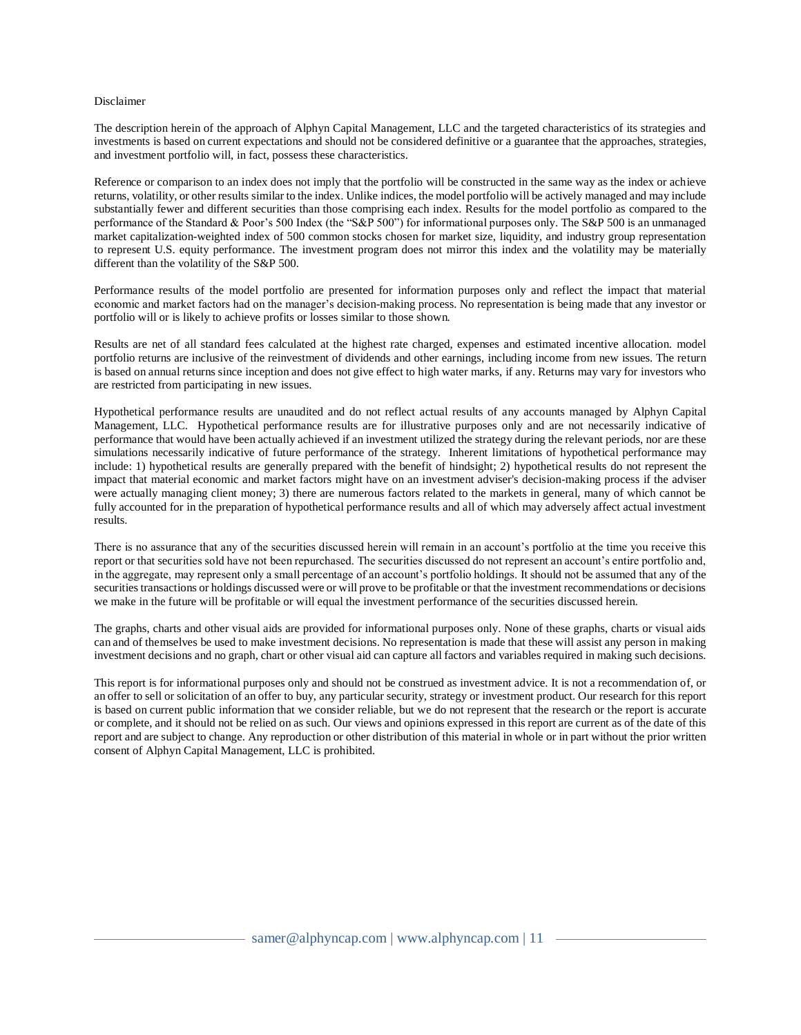Disclaimer

The description herein of the approach of Alphyn Capital Management, LLC and the targeted characteristics of its strategies and investments is based on current expectations and should not be considered definitive or a guarantee that the approaches, strategies, and investment portfolio will, in fact, possess these characteristics.

Reference or comparison to an index does not imply that the portfolio will be constructed in the same way as the index or achieve returns, volatility, or other results similar to the index. Unlike indices, the model portfolio will be actively managed and may include substantially fewer and different securities than those comprising each index. Results for the model portfolio as compared to the performance of the Standard & Poor's 500 Index (the "S&P 500") for informational purposes only. The S&P 500 is an unmanaged market capitalization-weighted index of 500 common stocks chosen for market size, liquidity, and industry group representation to represent U.S. equity performance. The investment program does not mirror this index and the volatility may be materially different than the volatility of the S&P 500.

Performance results of the model portfolio are presented for information purposes only and reflect the impact that material economic and market factors had on the manager's decision-making process. No representation is being made that any investor or portfolio will or is likely to achieve profits or losses similar to those shown.

Results are net of all standard fees calculated at the highest rate charged, expenses and estimated incentive allocation. model portfolio returns are inclusive of the reinvestment of dividends and other earnings, including income from new issues. The return is based on annual returns since inception and does not give effect to high water marks, if any. Returns may vary for investors who are restricted from participating in new issues.

Hypothetical performance results are unaudited and do not reflect actual results of any accounts managed by Alphyn Capital Management, LLC. Hypothetical performance results are for illustrative purposes only and are not necessarily indicative of performance that would have been actually achieved if an investment utilized the strategy during the relevant periods, nor are these simulations necessarily indicative of future performance of the strategy. Inherent limitations of hypothetical performance may include: 1) hypothetical results are generally prepared with the benefit of hindsight; 2) hypothetical results do not represent the impact that material economic and market factors might have on an investment adviser's decision-making process if the adviser were actually managing client money; 3) there are numerous factors related to the markets in general, many of which cannot be fully accounted for in the preparation of hypothetical performance results and all of which may adversely affect actual investment results.

There is no assurance that any of the securities discussed herein will remain in an account's portfolio at the time you receive this report or that securities sold have not been repurchased. The securities discussed do not represent an account's entire portfolio and, in the aggregate, may represent only a small percentage of an account's portfolio holdings. It should not be assumed that any of the securities transactions or holdings discussed were or will prove to be profitable or that the investment recommendations or decisions we make in the future will be profitable or will equal the investment performance of the securities discussed herein.

The graphs, charts and other visual aids are provided for informational purposes only. None of these graphs, charts or visual aids can and of themselves be used to make investment decisions. No representation is made that these will assist any person in making investment decisions and no graph, chart or other visual aid can capture all factors and variables required in making such decisions.

This report is for informational purposes only and should not be construed as investment advice. It is not a recommendation of, or an offer to sell or solicitation of an offer to buy, any particular security, strategy or investment product. Our research for this report is based on current public information that we consider reliable, but we do not represent that the research or the report is accurate or complete, and it should not be relied on as such. Our views and opinions expressed in this report are current as of the date of this report and are subject to change. Any reproduction or other distribution of this material in whole or in part without the prior written consent of Alphyn Capital Management, LLC is prohibited.